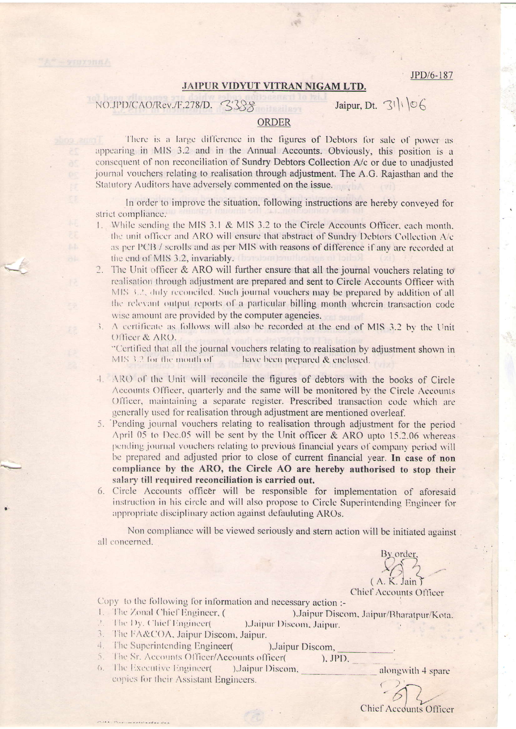JPD/6-187

## JAIPUR VIDYUT VITRAN NIGAM LTD.

NO.JPD/CAO/Rev./F.278/D. 3388 Jaipur, Dt. 31/1/06

### ORDER

There is a large difference in the figures of Debtors for sale of power as appearing in MIS 3.2 and in the Annual Accounts. Obviously, this position is a consequent of non reconciliation of Sundry Debtors Collection A/c or due to unadjusted journal vouchers relating to realisation through adjustment. The A.G. Rajasthan and the Statutory Auditors have adversely commented on the issue.

In order to improve the situation, following instructions are hereby conveyed for strict compliance.

1. While sending the MIS 3.1 & MIS 3.2 to the Circle Accounts Officer, each month, the unit officer and ARO will ensure that abstract of Sundry Debtors Collection A/c as per PCB / scrolls and as per MIS with reasons of difference if any are recorded at the end of MIS 3.2, invariably.
2. The Unit officer & ARO will further ensure that all the journal vouchers relating to realisation through adjustment are prepared and sent to Circle Accounts Officer with MIS 3.2, duly reconciled. Such journal vouchers may be prepared by addition of all the relevant output reports of a particular billing month wherein transaction code wise amount are provided by the computer agencies.
3. A certificate as follows will also be recorded at the end of MIS 3.2 by the Unit Officer & ARO.
   "Certified that all the journal vouchers relating to realisation by adjustment shown in MIS 3.2 for the month of ______ have been prepared & enclosed.
4. ARO of the Unit will reconcile the figures of debtors with the books of Circle Accounts Officer, quarterly and the same will be monitored by the Circle Accounts Officer, maintaining a separate register. Prescribed transaction code which are generally used for realisation through adjustment are mentioned overleaf.
5. Pending journal vouchers relating to realisation through adjustment for the period April 05 to Dec.05 will be sent by the Unit officer & ARO upto 15.2.06 whereas pending journal vouchers relating to previous financial years of company period will be prepared and adjusted prior to close of current financial year. **In case of non compliance by the ARO, the Circle AO are hereby authorised to stop their salary till required reconciliation is carried out.**
6. Circle Accounts officer will be responsible for implementation of aforesaid instruction in his circle and will also propose to Circle Superintending Engineer for appropriate disciplinary action against defauluting AROs.

Non compliance will be viewed seriously and stern action will be initiated against all concerned.

By order,

( A. K. Jain )
Chief Accounts Officer

Copy to the following for information and necessary action :-

1. The Zonal Chief Engineer, ( ),Jaipur Discom, Jaipur/Bharatpur/Kota.
2. The Dy. Chief Engineer( ),Jaipur Discom, Jaipur.
3. The FA&COA, Jaipur Discom, Jaipur.
4. The Superintending Engineer( ),Jaipur Discom, ______.
5. The Sr. Accounts Officer/Accounts officer( ), JPD, ______
6. The Executive Engineer( ),Jaipur Discom, ______ alongwith 4 spare copies for their Assistant Engineers.

Chief Accounts Officer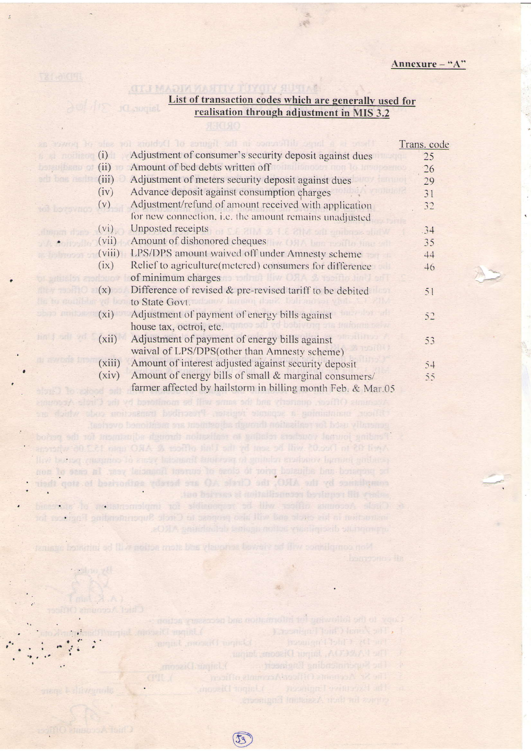Annexure – "A"

**List of transaction codes which are generally used for realisation through adjustment in MIS 3.2**

| | | Trans. code |
|---|---|---|
| (i) | Adjustment of consumer's security deposit against dues | 25 |
| (ii) | Amount of bed debts written off | 26 |
| (iii) | Adjustment of meters security deposit against dues | 29 |
| (iv) | Advance deposit against consumption charges | 31 |
| (v) | Adjustment/refund of amount received with application for new connection, i.e. the amount remains unadjusted | 32 |
| (vi) | Unposted receipts | 34 |
| (vii) | Amount of dishonored cheques | 35 |
| (viii) | LPS/DPS amount waived off under Amnesty scheme | 44 |
| (ix) | Relief to agriculture(metered) consumers for difference of minimum charges | 46 |
| (x) | Difference of revised & pre-revised tariff to be debited to State Govt. | 51 |
| (xi) | Adjustment of payment of energy bills against house tax, octroi, etc. | 52 |
| (xii) | Adjustment of payment of energy bills against waival of LPS/DPS(other than Amnesty scheme) | 53 |
| (xiii) | Amount of interest adjusted against security deposit | 54 |
| (xiv) | Amount of energy bills of small & marginal consumers/ farmer affected by hailstorm in billing month Feb. & Mar.05 | 55 |